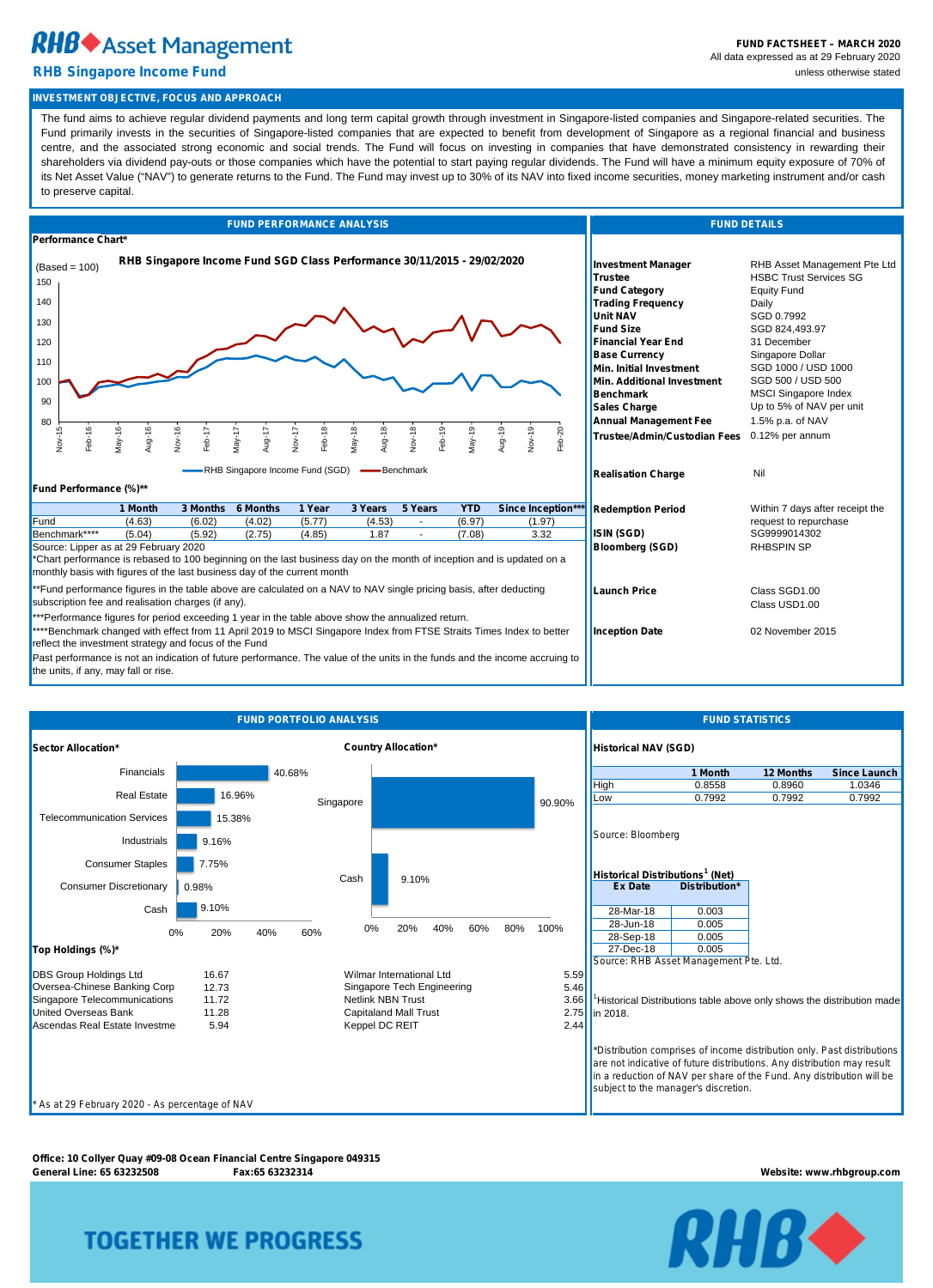# RHB Asset Management

## RHB Singapore Income Fund

**FUND FACTSHEET – MARCH 2020**
All data expressed as at 29 February 2020 unless otherwise stated

### INVESTMENT OBJECTIVE, FOCUS AND APPROACH

The fund aims to achieve regular dividend payments and long term capital growth through investment in Singapore-listed companies and Singapore-related securities. The Fund primarily invests in the securities of Singapore-listed companies that are expected to benefit from development of Singapore as a regional financial and business centre, and the associated strong economic and social trends. The Fund will focus on investing in companies that have demonstrated consistency in rewarding their shareholders via dividend pay-outs or those companies which have the potential to start paying regular dividends. The Fund will have a minimum equity exposure of 70% of its Net Asset Value ("NAV") to generate returns to the Fund. The Fund may invest up to 30% of its NAV into fixed income securities, money marketing instrument and/or cash to preserve capital.

### FUND PERFORMANCE ANALYSIS

**Performance Chart***

(Based = 100) **RHB Singapore Income Fund SGD Class Performance 30/11/2015 - 29/02/2020**

— RHB Singapore Income Fund (SGD) — Benchmark

**Fund Performance (%)****

| | 1 Month | 3 Months | 6 Months | 1 Year | 3 Years | 5 Years | YTD | Since Inception*** |
|---|---|---|---|---|---|---|---|---|
| Fund | (4.63) | (6.02) | (4.02) | (5.77) | (4.53) | - | (6.97) | (1.97) |
| Benchmark**** | (5.04) | (5.92) | (2.75) | (4.85) | 1.87 | - | (7.08) | 3.32 |

Source: Lipper as at 29 February 2020

*Chart performance is rebased to 100 beginning on the last business day on the month of inception and is updated on a monthly basis with figures of the last business day of the current month

**Fund performance figures in the table above are calculated on a NAV to NAV single pricing basis, after deducting subscription fee and realisation charges (if any).

***Performance figures for period exceeding 1 year in the table above show the annualized return.

****Benchmark changed with effect from 11 April 2019 to MSCI Singapore Index from FTSE Straits Times Index to better reflect the investment strategy and focus of the Fund

Past performance is not an indication of future performance. The value of the units in the funds and the income accruing to the units, if any, may fall or rise.

### FUND DETAILS

| | |
|---|---|
| **Investment Manager** | RHB Asset Management Pte Ltd |
| **Trustee** | HSBC Trust Services SG |
| **Fund Category** | Equity Fund |
| **Trading Frequency** | Daily |
| **Unit NAV** | SGD 0.7992 |
| **Fund Size** | SGD 824,493.97 |
| **Financial Year End** | 31 December |
| **Base Currency** | Singapore Dollar |
| **Min. Initial Investment** | SGD 1000 / USD 1000 |
| **Min. Additional Investment** | SGD 500 / USD 500 |
| **Benchmark** | MSCI Singapore Index |
| **Sales Charge** | Up to 5% of NAV per unit |
| **Annual Management Fee** | 1.5% p.a. of NAV |
| **Trustee/Admin/Custodian Fees** | 0.12% per annum |
| **Realisation Charge** | Nil |
| **Redemption Period** | Within 7 days after receipt the request to repurchase |
| **ISIN (SGD)** | SG9999014302 |
| **Bloomberg (SGD)** | RHBSPIN SP |
| **Launch Price** | Class SGD1.00<br>Class USD1.00 |
| **Inception Date** | 02 November 2015 |

### FUND PORTFOLIO ANALYSIS

**Sector Allocation***

| Sector | % |
|---|---|
| Financials | 40.68% |
| Real Estate | 16.96% |
| Telecommunication Services | 15.38% |
| Industrials | 9.16% |
| Consumer Staples | 7.75% |
| Consumer Discretionary | 0.98% |
| Cash | 9.10% |

**Country Allocation***

| Country | % |
|---|---|
| Singapore | 90.90% |
| Cash | 9.10% |

**Top Holdings (%)***

| Holding | % | Holding | % |
|---|---|---|---|
| DBS Group Holdings Ltd | 16.67 | Wilmar International Ltd | 5.59 |
| Oversea-Chinese Banking Corp | 12.73 | Singapore Tech Engineering | 5.46 |
| Singapore Telecommunications | 11.72 | Netlink NBN Trust | 3.66 |
| United Overseas Bank | 11.28 | Capitaland Mall Trust | 2.75 |
| Ascendas Real Estate Investme | 5.94 | Keppel DC REIT | 2.44 |

\* As at 29 February 2020 - As percentage of NAV

### FUND STATISTICS

**Historical NAV (SGD)**

| | 1 Month | 12 Months | Since Launch |
|---|---|---|---|
| High | 0.8558 | 0.8960 | 1.0346 |
| Low | 0.7992 | 0.7992 | 0.7992 |

Source: Bloomberg

**Historical Distributions[1] (Net)**

| Ex Date | Distribution* |
|---|---|
| 28-Mar-18 | 0.003 |
| 28-Jun-18 | 0.005 |
| 28-Sep-18 | 0.005 |
| 27-Dec-18 | 0.005 |

Source: RHB Asset Management Pte. Ltd.

[1]Historical Distributions table above only shows the distribution made in 2018.

*Distribution comprises of income distribution only. Past distributions are not indicative of future distributions. Any distribution may result in a reduction of NAV per share of the Fund. Any distribution will be subject to the manager's discretion.

**Office: 10 Collyer Quay #09-08 Ocean Financial Centre Singapore 049315**
**General Line: 65 63232508** **Fax:65 63232314**
**Website: www.rhbgroup.com**

TOGETHER WE PROGRESS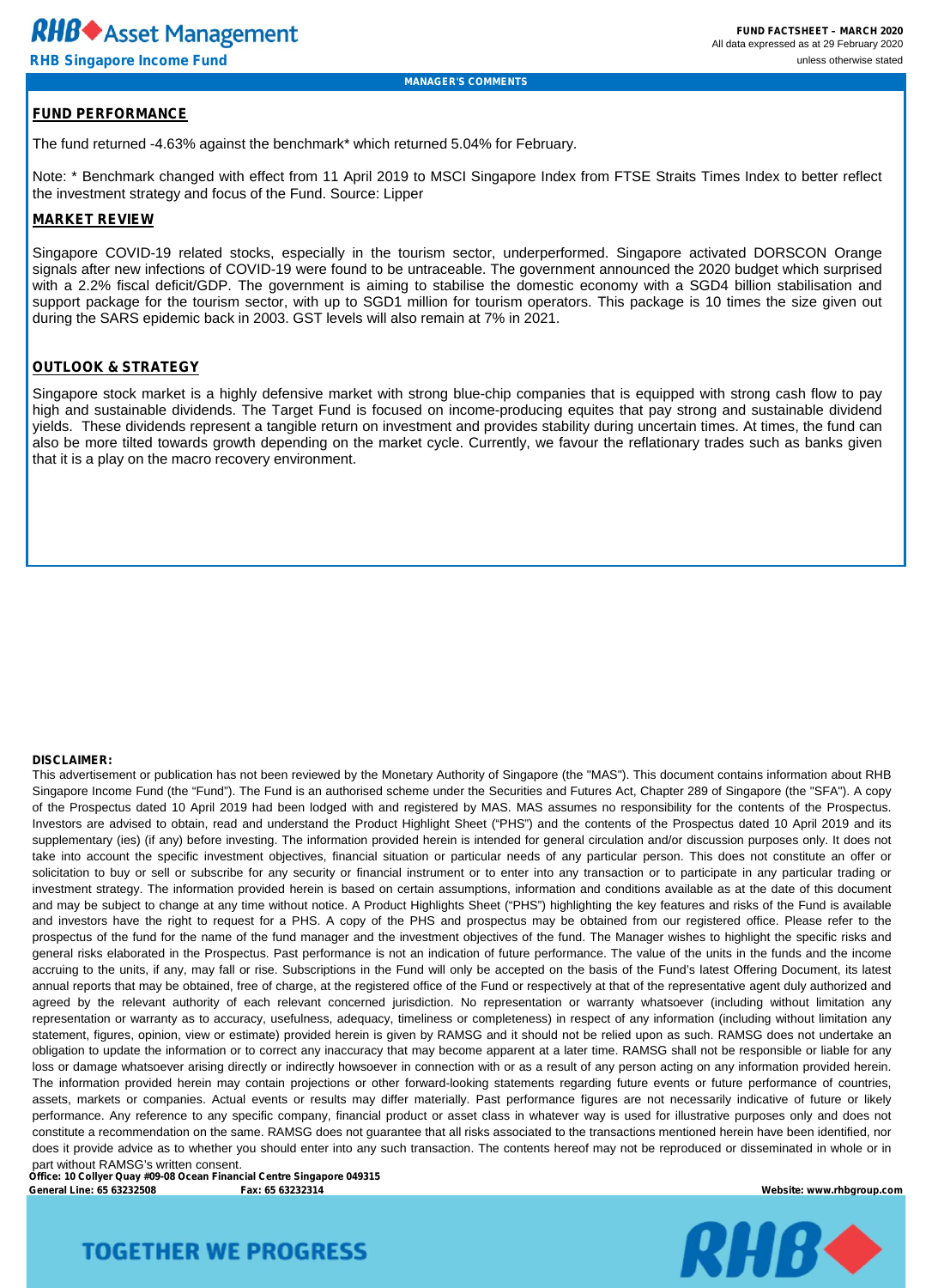**MANAGER'S COMMENTS**

## FUND PERFORMANCE

The fund returned -4.63% against the benchmark* which returned 5.04% for February.

Note: * Benchmark changed with effect from 11 April 2019 to MSCI Singapore Index from FTSE Straits Times Index to better reflect the investment strategy and focus of the Fund. Source: Lipper

## MARKET REVIEW

Singapore COVID-19 related stocks, especially in the tourism sector, underperformed. Singapore activated DORSCON Orange signals after new infections of COVID-19 were found to be untraceable. The government announced the 2020 budget which surprised with a 2.2% fiscal deficit/GDP. The government is aiming to stabilise the domestic economy with a SGD4 billion stabilisation and support package for the tourism sector, with up to SGD1 million for tourism operators. This package is 10 times the size given out during the SARS epidemic back in 2003. GST levels will also remain at 7% in 2021.

## OUTLOOK & STRATEGY

Singapore stock market is a highly defensive market with strong blue-chip companies that is equipped with strong cash flow to pay high and sustainable dividends. The Target Fund is focused on income-producing equites that pay strong and sustainable dividend yields. These dividends represent a tangible return on investment and provides stability during uncertain times. At times, the fund can also be more tilted towards growth depending on the market cycle. Currently, we favour the reflationary trades such as banks given that it is a play on the macro recovery environment.

**DISCLAIMER:**

This advertisement or publication has not been reviewed by the Monetary Authority of Singapore (the "MAS"). This document contains information about RHB Singapore Income Fund (the "Fund"). The Fund is an authorised scheme under the Securities and Futures Act, Chapter 289 of Singapore (the "SFA"). A copy of the Prospectus dated 10 April 2019 had been lodged with and registered by MAS. MAS assumes no responsibility for the contents of the Prospectus. Investors are advised to obtain, read and understand the Product Highlight Sheet ("PHS") and the contents of the Prospectus dated 10 April 2019 and its supplementary (ies) (if any) before investing. The information provided herein is intended for general circulation and/or discussion purposes only. It does not take into account the specific investment objectives, financial situation or particular needs of any particular person. This does not constitute an offer or solicitation to buy or sell or subscribe for any security or financial instrument or to enter into any transaction or to participate in any particular trading or investment strategy. The information provided herein is based on certain assumptions, information and conditions available as at the date of this document and may be subject to change at any time without notice. A Product Highlights Sheet ("PHS") highlighting the key features and risks of the Fund is available and investors have the right to request for a PHS. A copy of the PHS and prospectus may be obtained from our registered office. Please refer to the prospectus of the fund for the name of the fund manager and the investment objectives of the fund. The Manager wishes to highlight the specific risks and general risks elaborated in the Prospectus. Past performance is not an indication of future performance. The value of the units in the funds and the income accruing to the units, if any, may fall or rise. Subscriptions in the Fund will only be accepted on the basis of the Fund's latest Offering Document, its latest annual reports that may be obtained, free of charge, at the registered office of the Fund or respectively at that of the representative agent duly authorized and agreed by the relevant authority of each relevant concerned jurisdiction. No representation or warranty whatsoever (including without limitation any representation or warranty as to accuracy, usefulness, adequacy, timeliness or completeness) in respect of any information (including without limitation any statement, figures, opinion, view or estimate) provided herein is given by RAMSG and it should not be relied upon as such. RAMSG does not undertake an obligation to update the information or to correct any inaccuracy that may become apparent at a later time. RAMSG shall not be responsible or liable for any loss or damage whatsoever arising directly or indirectly howsoever in connection with or as a result of any person acting on any information provided herein. The information provided herein may contain projections or other forward-looking statements regarding future events or future performance of countries, assets, markets or companies. Actual events or results may differ materially. Past performance figures are not necessarily indicative of future or likely performance. Any reference to any specific company, financial product or asset class in whatever way is used for illustrative purposes only and does not constitute a recommendation on the same. RAMSG does not guarantee that all risks associated to the transactions mentioned herein have been identified, nor does it provide advice as to whether you should enter into any such transaction. The contents hereof may not be reproduced or disseminated in whole or in part without RAMSG's written consent.

**Office: 10 Collyer Quay #09-08 Ocean Financial Centre Singapore 049315**
**General Line: 65 63232508** **Fax: 65 63232314** **Website: www.rhbgroup.com**

TOGETHER WE PROGRESS